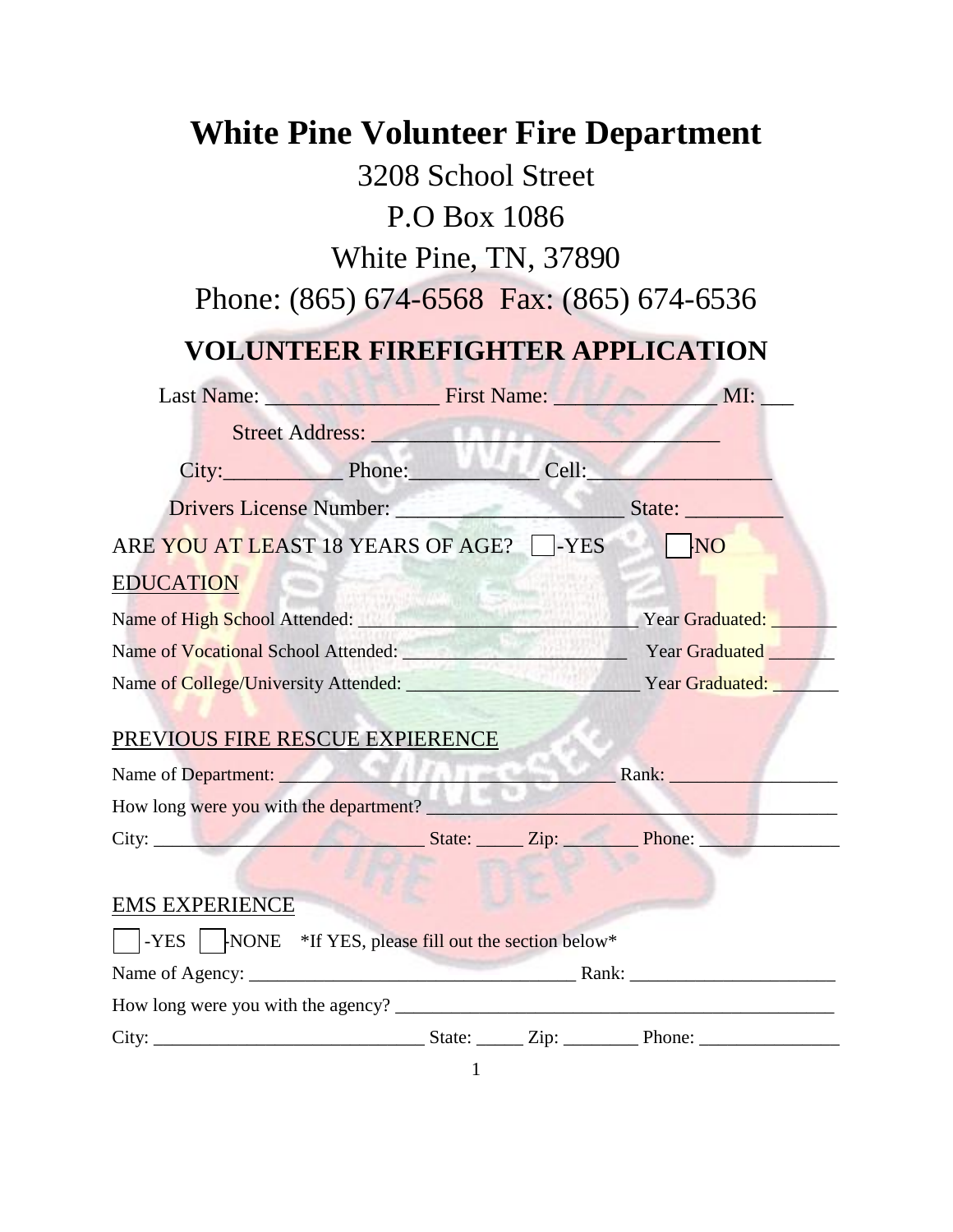# White Pine Volunteer Fire Department

3208 School Street

P.O Box 1086

White Pine, TN, 37890

Phone: (865) 674-6568  Fax: (865) 674-6536

## VOLUNTEER FIREFIGHTER APPLICATION

Last Name: ________________ First Name: _______________ MI: ___

Street Address: _________________________________

City:___________ Phone:____________ Cell:_________________

Drivers License Number: _____________________ State: _________

ARE YOU AT LEAST 18 YEARS OF AGE? ☐-YES ☐-NO

EDUCATION

Name of High School Attended: _____________________________ Year Graduated: _______

Name of Vocational School Attended: ________________________ Year Graduated _______

Name of College/University Attended: ________________________ Year Graduated: _______

PREVIOUS FIRE RESCUE EXPIERENCE

Name of Department: ______________________________________ Rank: _________________

How long were you with the department? ____________________________________________

City: _____________________________ State: _____ Zip: ________ Phone: _______________

EMS EXPERIENCE

☐-YES ☐-NONE *If YES, please fill out the section below*

Name of Agency: ___________________________________ Rank: _____________________

How long were you with the agency? ________________________________________________

City: _____________________________ State: _____ Zip: ________ Phone: _______________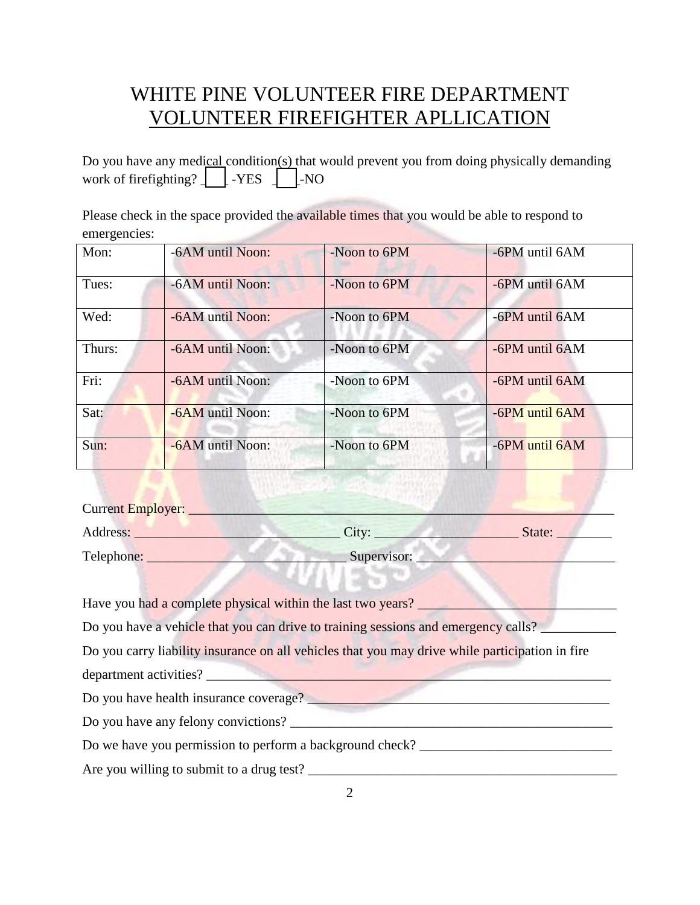# WHITE PINE VOLUNTEER FIRE DEPARTMENT

## VOLUNTEER FIREFIGHTER APLLICATION

Do you have any medical condition(s) that would prevent you from doing physically demanding work of firefighting? ___ -YES ___ -NO

Please check in the space provided the available times that you would be able to respond to emergencies:

| Mon: | -6AM until Noon: | -Noon to 6PM | -6PM until 6AM |
|---|---|---|---|
| Tues: | -6AM until Noon: | -Noon to 6PM | -6PM until 6AM |
| Wed: | -6AM until Noon: | -Noon to 6PM | -6PM until 6AM |
| Thurs: | -6AM until Noon: | -Noon to 6PM | -6PM until 6AM |
| Fri: | -6AM until Noon: | -Noon to 6PM | -6PM until 6AM |
| Sat: | -6AM until Noon: | -Noon to 6PM | -6PM until 6AM |
| Sun: | -6AM until Noon: | -Noon to 6PM | -6PM until 6AM |

Current Employer: ___________________________________________________________

Address: ______________________________ City: _____________________ State: ________

Telephone: ____________________________ Supervisor: ____________________________

Have you had a complete physical within the last two years? _____________________________

Do you have a vehicle that you can drive to training sessions and emergency calls? ___________

Do you carry liability insurance on all vehicles that you may drive while participation in fire department activities? ___________________________________________________________

Do you have health insurance coverage? _______________________________________________

Do you have any felony convictions? _________________________________________________

Do we have you permission to perform a background check? ____________________________

Are you willing to submit to a drug test? _______________________________________________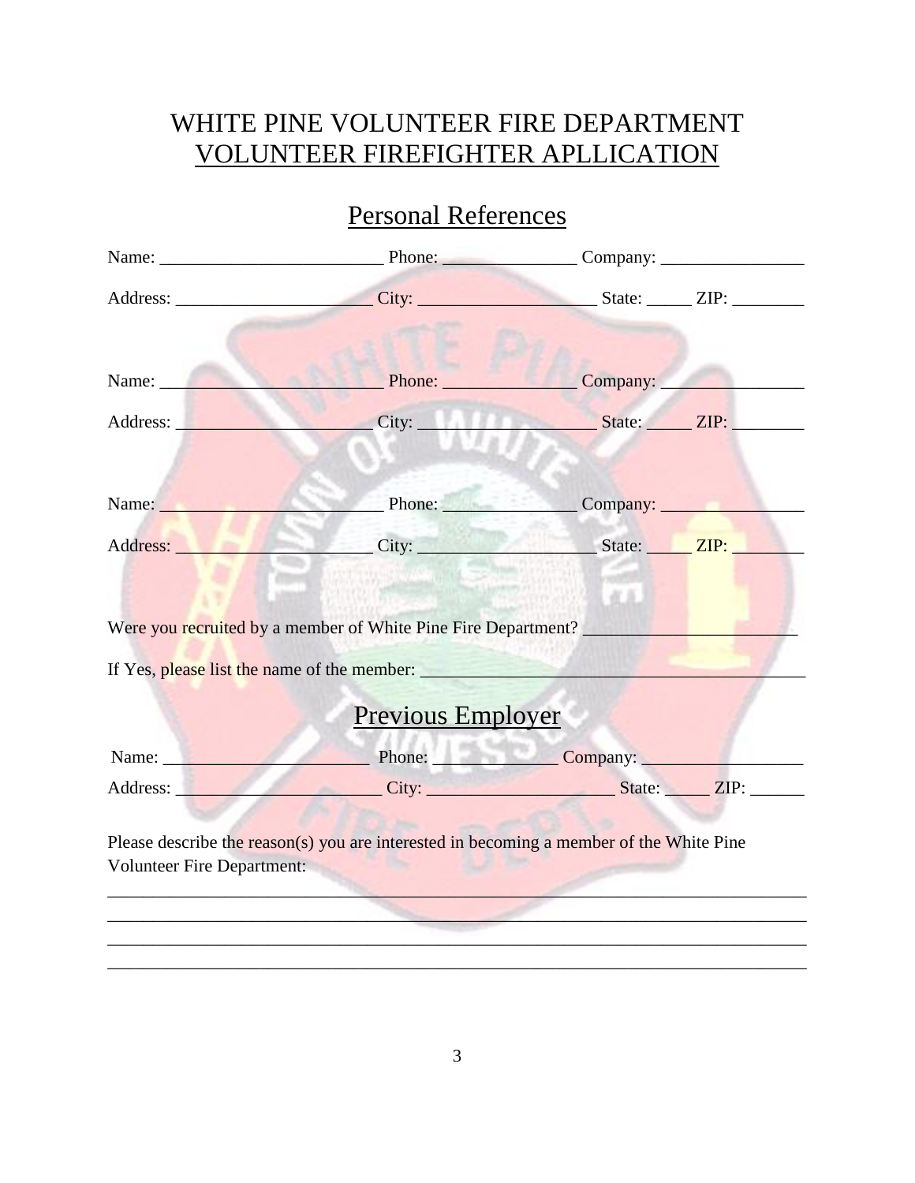# WHITE PINE VOLUNTEER FIRE DEPARTMENT

## VOLUNTEER FIREFIGHTER APLLICATION

## Personal References

Name: _________________________ Phone: _______________ Company: ________________

Address: ______________________ City: ____________________ State: _____ ZIP: ________

Name: _________________________ Phone: _______________ Company: ________________

Address: ______________________ City: ____________________ State: _____ ZIP: ________

Name: _________________________ Phone: _______________ Company: ________________

Address: ______________________ City: ____________________ State: _____ ZIP: ________

Were you recruited by a member of White Pine Fire Department? _________________________

If Yes, please list the name of the member: _____________________________________________

## Previous Employer

Name: ________________________ Phone: ______________ Company: __________________

Address: ________________________ City: ______________________ State: _____ ZIP: ______

Please describe the reason(s) you are interested in becoming a member of the White Pine Volunteer Fire Department:

_____________________________________________________________________________

_____________________________________________________________________________

_____________________________________________________________________________

_____________________________________________________________________________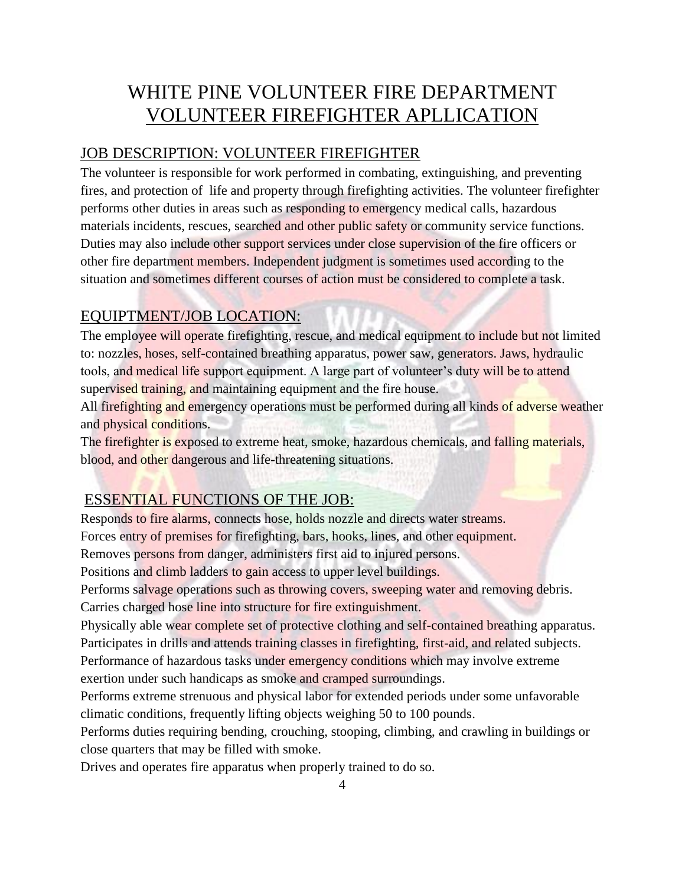# WHITE PINE VOLUNTEER FIRE DEPARTMENT
# VOLUNTEER FIREFIGHTER APLLICATION

## JOB DESCRIPTION: VOLUNTEER FIREFIGHTER

The volunteer is responsible for work performed in combating, extinguishing, and preventing fires, and protection of life and property through firefighting activities. The volunteer firefighter performs other duties in areas such as responding to emergency medical calls, hazardous materials incidents, rescues, searched and other public safety or community service functions. Duties may also include other support services under close supervision of the fire officers or other fire department members. Independent judgment is sometimes used according to the situation and sometimes different courses of action must be considered to complete a task.

## EQUIPTMENT/JOB LOCATION:

The employee will operate firefighting, rescue, and medical equipment to include but not limited to: nozzles, hoses, self-contained breathing apparatus, power saw, generators. Jaws, hydraulic tools, and medical life support equipment. A large part of volunteer's duty will be to attend supervised training, and maintaining equipment and the fire house.

All firefighting and emergency operations must be performed during all kinds of adverse weather and physical conditions.

The firefighter is exposed to extreme heat, smoke, hazardous chemicals, and falling materials, blood, and other dangerous and life-threatening situations.

## ESSENTIAL FUNCTIONS OF THE JOB:

Responds to fire alarms, connects hose, holds nozzle and directs water streams.

Forces entry of premises for firefighting, bars, hooks, lines, and other equipment.

Removes persons from danger, administers first aid to injured persons.

Positions and climb ladders to gain access to upper level buildings.

Performs salvage operations such as throwing covers, sweeping water and removing debris.

Carries charged hose line into structure for fire extinguishment.

Physically able wear complete set of protective clothing and self-contained breathing apparatus.

Participates in drills and attends training classes in firefighting, first-aid, and related subjects.

Performance of hazardous tasks under emergency conditions which may involve extreme exertion under such handicaps as smoke and cramped surroundings.

Performs extreme strenuous and physical labor for extended periods under some unfavorable climatic conditions, frequently lifting objects weighing 50 to 100 pounds.

Performs duties requiring bending, crouching, stooping, climbing, and crawling in buildings or close quarters that may be filled with smoke.

Drives and operates fire apparatus when properly trained to do so.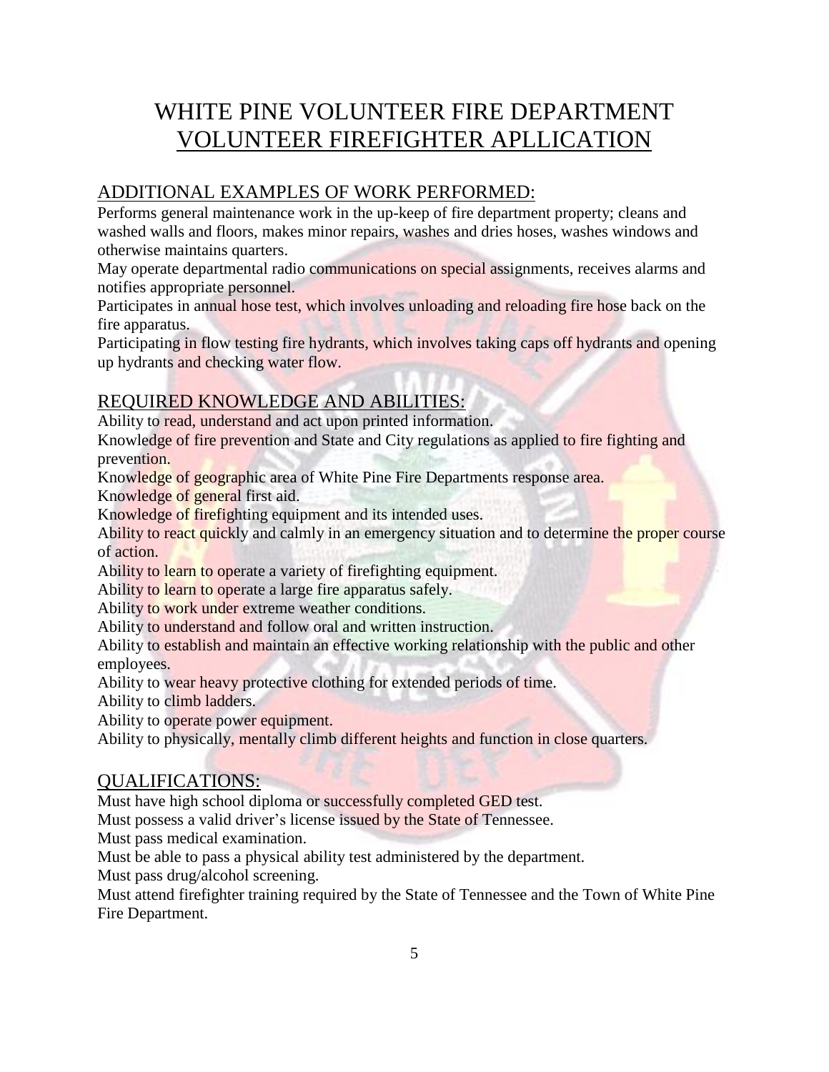# WHITE PINE VOLUNTEER FIRE DEPARTMENT
# VOLUNTEER FIREFIGHTER APLLICATION

## ADDITIONAL EXAMPLES OF WORK PERFORMED:

Performs general maintenance work in the up-keep of fire department property; cleans and washed walls and floors, makes minor repairs, washes and dries hoses, washes windows and otherwise maintains quarters.

May operate departmental radio communications on special assignments, receives alarms and notifies appropriate personnel.

Participates in annual hose test, which involves unloading and reloading fire hose back on the fire apparatus.

Participating in flow testing fire hydrants, which involves taking caps off hydrants and opening up hydrants and checking water flow.

## REQUIRED KNOWLEDGE AND ABILITIES:

Ability to read, understand and act upon printed information.

Knowledge of fire prevention and State and City regulations as applied to fire fighting and prevention.

Knowledge of geographic area of White Pine Fire Departments response area.

Knowledge of general first aid.

Knowledge of firefighting equipment and its intended uses.

Ability to react quickly and calmly in an emergency situation and to determine the proper course of action.

Ability to learn to operate a variety of firefighting equipment.

Ability to learn to operate a large fire apparatus safely.

Ability to work under extreme weather conditions.

Ability to understand and follow oral and written instruction.

Ability to establish and maintain an effective working relationship with the public and other employees.

Ability to wear heavy protective clothing for extended periods of time.

Ability to climb ladders.

Ability to operate power equipment.

Ability to physically, mentally climb different heights and function in close quarters.

## QUALIFICATIONS:

Must have high school diploma or successfully completed GED test.

Must possess a valid driver's license issued by the State of Tennessee.

Must pass medical examination.

Must be able to pass a physical ability test administered by the department.

Must pass drug/alcohol screening.

Must attend firefighter training required by the State of Tennessee and the Town of White Pine Fire Department.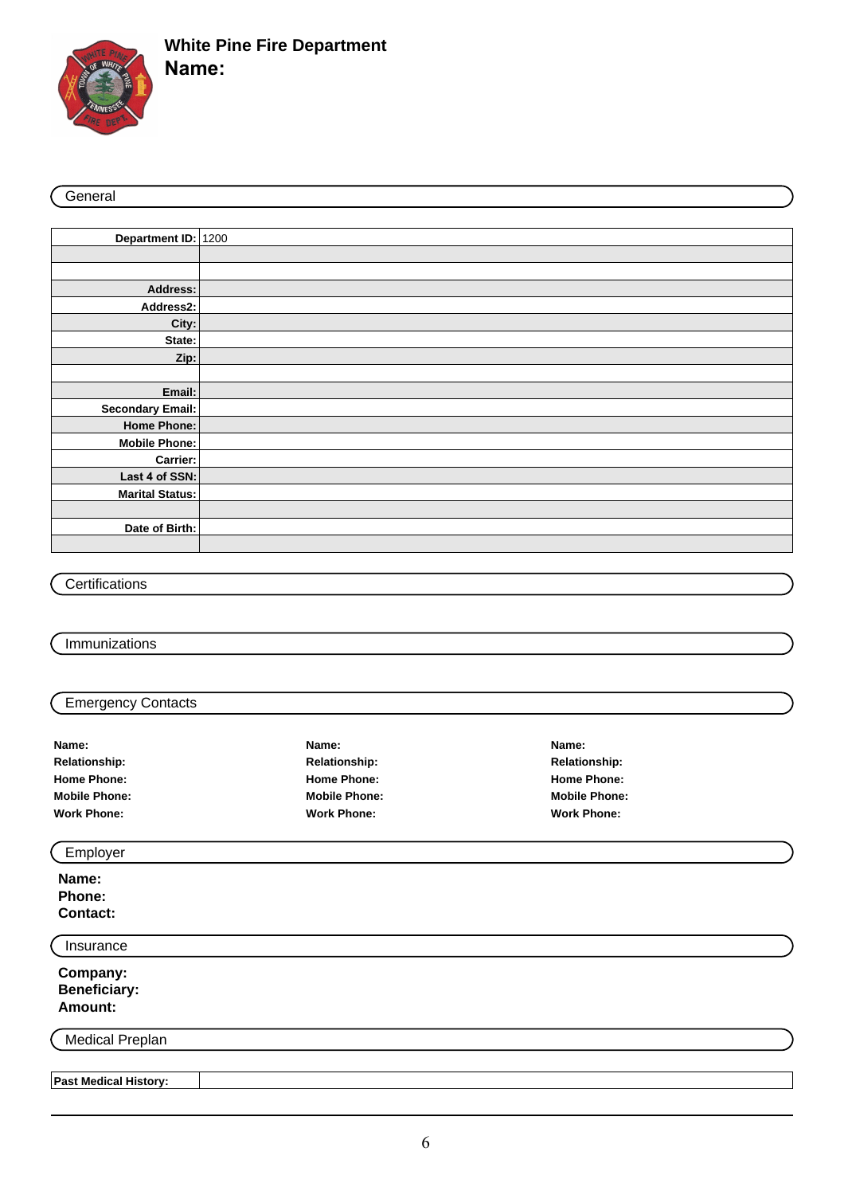# White Pine Fire Department

## Name:

## General

| Department ID: | 1200 |
|---:|---|
| | |
| | |
| Address: | |
| Address2: | |
| City: | |
| State: | |
| Zip: | |
| | |
| Email: | |
| Secondary Email: | |
| Home Phone: | |
| Mobile Phone: | |
| Carrier: | |
| Last 4 of SSN: | |
| Marital Status: | |
| | |
| Date of Birth: | |
| | |

## Certifications

## Immunizations

## Emergency Contacts

**Name:**
**Relationship:**
**Home Phone:**
**Mobile Phone:**
**Work Phone:**

**Name:**
**Relationship:**
**Home Phone:**
**Mobile Phone:**
**Work Phone:**

**Name:**
**Relationship:**
**Home Phone:**
**Mobile Phone:**
**Work Phone:**

## Employer

**Name:**
**Phone:**
**Contact:**

## Insurance

**Company:**
**Beneficiary:**
**Amount:**

## Medical Preplan

| Past Medical History: | |
|---|---|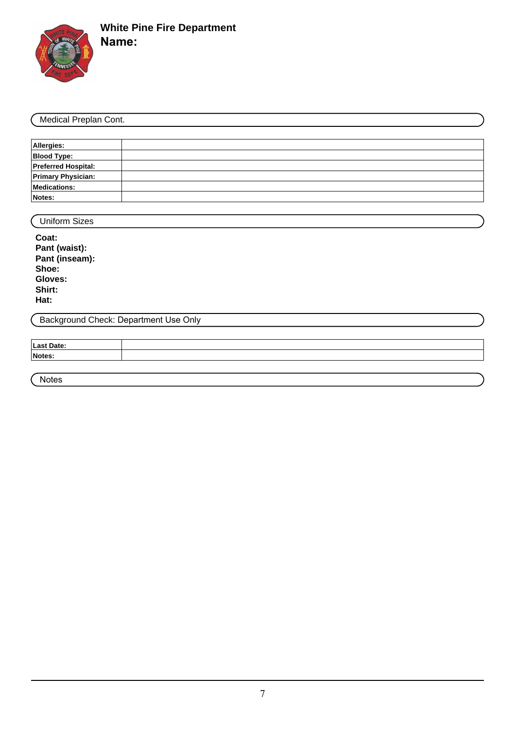**White Pine Fire Department**
**Name:**

## Medical Preplan Cont.

| | |
|---|---|
| **Allergies:** | |
| **Blood Type:** | |
| **Preferred Hospital:** | |
| **Primary Physician:** | |
| **Medications:** | |
| **Notes:** | |

## Uniform Sizes

**Coat:**
**Pant (waist):**
**Pant (inseam):**
**Shoe:**
**Gloves:**
**Shirt:**
**Hat:**

## Background Check: Department Use Only

| | |
|---|---|
| **Last Date:** | |
| **Notes:** | |

## Notes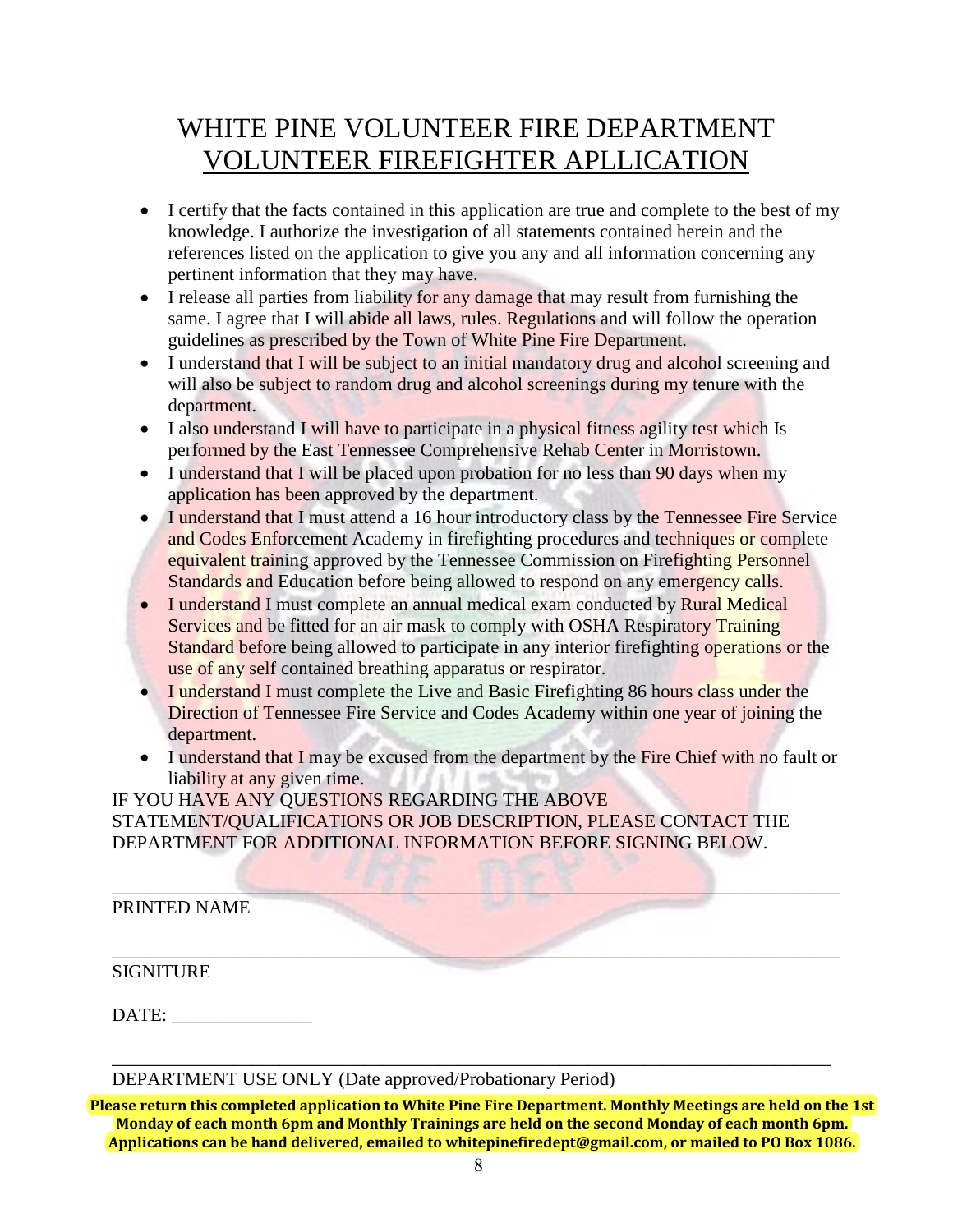# WHITE PINE VOLUNTEER FIRE DEPARTMENT
## VOLUNTEER FIREFIGHTER APLLICATION

- I certify that the facts contained in this application are true and complete to the best of my knowledge. I authorize the investigation of all statements contained herein and the references listed on the application to give you any and all information concerning any pertinent information that they may have.
- I release all parties from liability for any damage that may result from furnishing the same. I agree that I will abide all laws, rules. Regulations and will follow the operation guidelines as prescribed by the Town of White Pine Fire Department.
- I understand that I will be subject to an initial mandatory drug and alcohol screening and will also be subject to random drug and alcohol screenings during my tenure with the department.
- I also understand I will have to participate in a physical fitness agility test which Is performed by the East Tennessee Comprehensive Rehab Center in Morristown.
- I understand that I will be placed upon probation for no less than 90 days when my application has been approved by the department.
- I understand that I must attend a 16 hour introductory class by the Tennessee Fire Service and Codes Enforcement Academy in firefighting procedures and techniques or complete equivalent training approved by the Tennessee Commission on Firefighting Personnel Standards and Education before being allowed to respond on any emergency calls.
- I understand I must complete an annual medical exam conducted by Rural Medical Services and be fitted for an air mask to comply with OSHA Respiratory Training Standard before being allowed to participate in any interior firefighting operations or the use of any self contained breathing apparatus or respirator.
- I understand I must complete the Live and Basic Firefighting 86 hours class under the Direction of Tennessee Fire Service and Codes Academy within one year of joining the department.
- I understand that I may be excused from the department by the Fire Chief with no fault or liability at any given time.

IF YOU HAVE ANY QUESTIONS REGARDING THE ABOVE STATEMENT/QUALIFICATIONS OR JOB DESCRIPTION, PLEASE CONTACT THE DEPARTMENT FOR ADDITIONAL INFORMATION BEFORE SIGNING BELOW.

\_\_\_\_\_\_\_\_\_\_\_\_\_\_\_\_\_\_\_\_\_\_\_\_\_\_\_\_\_\_\_\_\_\_\_\_\_\_\_\_\_\_\_\_\_\_\_\_\_\_\_\_\_\_\_\_\_\_\_\_

PRINTED NAME

\_\_\_\_\_\_\_\_\_\_\_\_\_\_\_\_\_\_\_\_\_\_\_\_\_\_\_\_\_\_\_\_\_\_\_\_\_\_\_\_\_\_\_\_\_\_\_\_\_\_\_\_\_\_\_\_\_\_\_\_

SIGNITURE

DATE: \_\_\_\_\_\_\_\_\_\_\_\_\_\_\_

\_\_\_\_\_\_\_\_\_\_\_\_\_\_\_\_\_\_\_\_\_\_\_\_\_\_\_\_\_\_\_\_\_\_\_\_\_\_\_\_\_\_\_\_\_\_\_\_\_\_\_\_\_\_\_\_\_\_\_\_

DEPARTMENT USE ONLY (Date approved/Probationary Period)

**Please return this completed application to White Pine Fire Department. Monthly Meetings are held on the 1st Monday of each month 6pm and Monthly Trainings are held on the second Monday of each month 6pm. Applications can be hand delivered, emailed to whitepinefiredept@gmail.com, or mailed to PO Box 1086.**